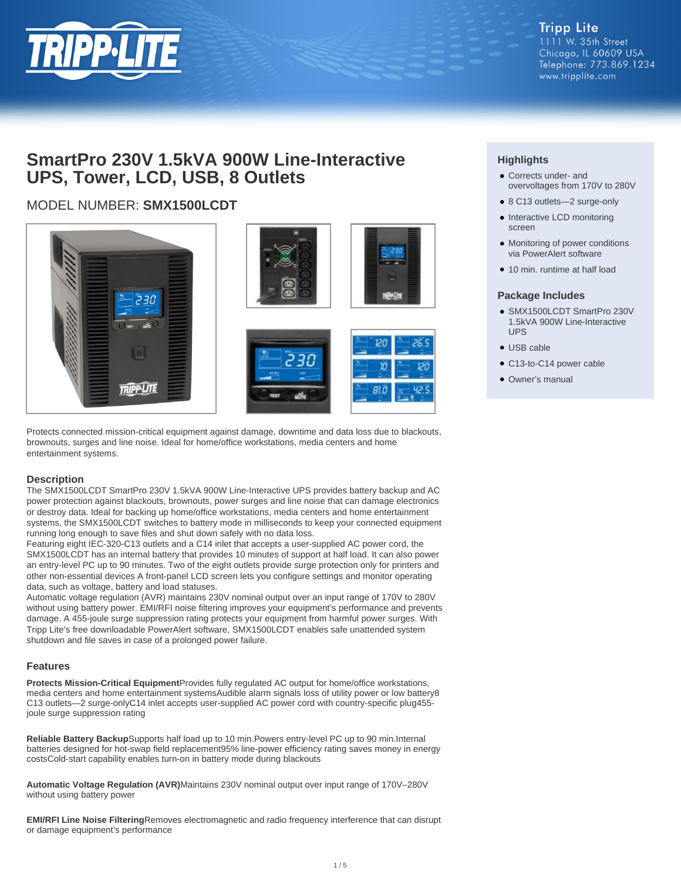Tripp Lite
1111 W. 35th Street
Chicago, IL 60609 USA
Telephone: 773.869.1234
www.tripplite.com

# SmartPro 230V 1.5kVA 900W Line-Interactive UPS, Tower, LCD, USB, 8 Outlets

## MODEL NUMBER: **SMX1500LCDT**

### Highlights

- Corrects under- and overvoltages from 170V to 280V
- 8 C13 outlets—2 surge-only
- Interactive LCD monitoring screen
- Monitoring of power conditions via PowerAlert software
- 10 min. runtime at half load

### Package Includes

- SMX1500LCDT SmartPro 230V 1.5kVA 900W Line-Interactive UPS
- USB cable
- C13-to-C14 power cable
- Owner's manual

Protects connected mission-critical equipment against damage, downtime and data loss due to blackouts, brownouts, surges and line noise. Ideal for home/office workstations, media centers and home entertainment systems.

### Description

The SMX1500LCDT SmartPro 230V 1.5kVA 900W Line-Interactive UPS provides battery backup and AC power protection against blackouts, brownouts, power surges and line noise that can damage electronics or destroy data. Ideal for backing up home/office workstations, media centers and home entertainment systems, the SMX1500LCDT switches to battery mode in milliseconds to keep your connected equipment running long enough to save files and shut down safely with no data loss.

Featuring eight IEC-320-C13 outlets and a C14 inlet that accepts a user-supplied AC power cord, the SMX1500LCDT has an internal battery that provides 10 minutes of support at half load. It can also power an entry-level PC up to 90 minutes. Two of the eight outlets provide surge protection only for printers and other non-essential devices A front-panel LCD screen lets you configure settings and monitor operating data, such as voltage, battery and load statuses.

Automatic voltage regulation (AVR) maintains 230V nominal output over an input range of 170V to 280V without using battery power. EMI/RFI noise filtering improves your equipment's performance and prevents damage. A 455-joule surge suppression rating protects your equipment from harmful power surges. With Tripp Lite's free downloadable PowerAlert software, SMX1500LCDT enables safe unattended system shutdown and file saves in case of a prolonged power failure.

### Features

**Protects Mission-Critical Equipment**Provides fully regulated AC output for home/office workstations, media centers and home entertainment systemsAudible alarm signals loss of utility power or low battery8 C13 outlets—2 surge-onlyC14 inlet accepts user-supplied AC power cord with country-specific plug455-joule surge suppression rating

**Reliable Battery Backup**Supports half load up to 10 min.Powers entry-level PC up to 90 min.Internal batteries designed for hot-swap field replacement95% line-power efficiency rating saves money in energy costsCold-start capability enables turn-on in battery mode during blackouts

**Automatic Voltage Regulation (AVR)**Maintains 230V nominal output over input range of 170V–280V without using battery power

**EMI/RFI Line Noise Filtering**Removes electromagnetic and radio frequency interference that can disrupt or damage equipment's performance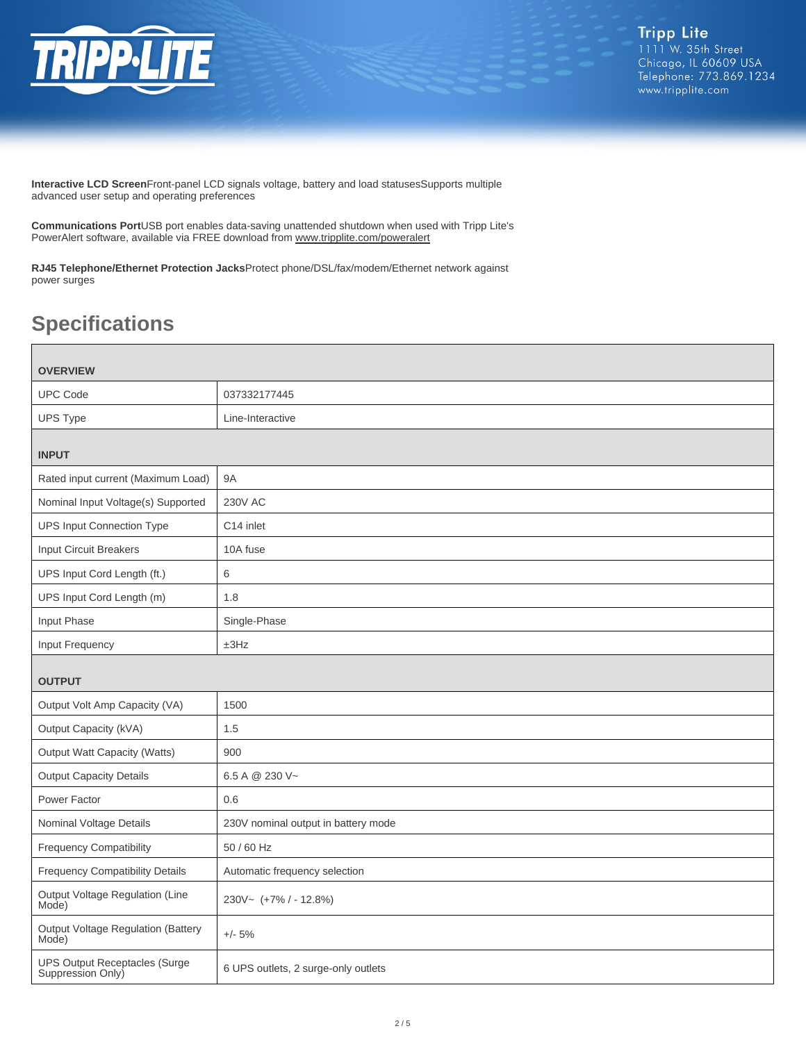**Interactive LCD Screen**Front-panel LCD signals voltage, battery and load statusesSupports multiple advanced user setup and operating preferences

**Communications Port**USB port enables data-saving unattended shutdown when used with Tripp Lite's PowerAlert software, available via FREE download from www.tripplite.com/poweralert

**RJ45 Telephone/Ethernet Protection Jacks**Protect phone/DSL/fax/modem/Ethernet network against power surges

## Specifications

| | |
|---|---|
| **OVERVIEW** | |
| UPC Code | 037332177445 |
| UPS Type | Line-Interactive |
| **INPUT** | |
| Rated input current (Maximum Load) | 9A |
| Nominal Input Voltage(s) Supported | 230V AC |
| UPS Input Connection Type | C14 inlet |
| Input Circuit Breakers | 10A fuse |
| UPS Input Cord Length (ft.) | 6 |
| UPS Input Cord Length (m) | 1.8 |
| Input Phase | Single-Phase |
| Input Frequency | ±3Hz |
| **OUTPUT** | |
| Output Volt Amp Capacity (VA) | 1500 |
| Output Capacity (kVA) | 1.5 |
| Output Watt Capacity (Watts) | 900 |
| Output Capacity Details | 6.5 A @ 230 V~ |
| Power Factor | 0.6 |
| Nominal Voltage Details | 230V nominal output in battery mode |
| Frequency Compatibility | 50 / 60 Hz |
| Frequency Compatibility Details | Automatic frequency selection |
| Output Voltage Regulation (Line Mode) | 230V~ (+7% / - 12.8%) |
| Output Voltage Regulation (Battery Mode) | +/- 5% |
| UPS Output Receptacles (Surge Suppression Only) | 6 UPS outlets, 2 surge-only outlets |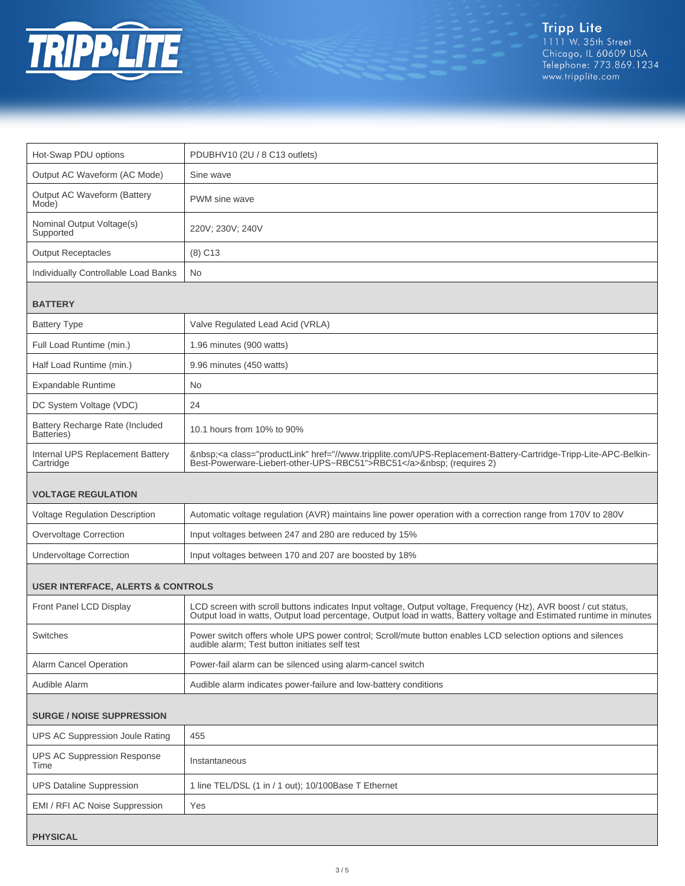| | |
|---|---|
| Hot-Swap PDU options | PDUBHV10 (2U / 8 C13 outlets) |
| Output AC Waveform (AC Mode) | Sine wave |
| Output AC Waveform (Battery Mode) | PWM sine wave |
| Nominal Output Voltage(s) Supported | 220V; 230V; 240V |
| Output Receptacles | (8) C13 |
| Individually Controllable Load Banks | No |
| **BATTERY** | |
| Battery Type | Valve Regulated Lead Acid (VRLA) |
| Full Load Runtime (min.) | 1.96 minutes (900 watts) |
| Half Load Runtime (min.) | 9.96 minutes (450 watts) |
| Expandable Runtime | No |
| DC System Voltage (VDC) | 24 |
| Battery Recharge Rate (Included Batteries) | 10.1 hours from 10% to 90% |
| Internal UPS Replacement Battery Cartridge | &nbsp;<a class="productLink" href="//www.tripplite.com/UPS-Replacement-Battery-Cartridge-Tripp-Lite-APC-Belkin-Best-Powerware-Liebert-other-UPS~RBC51">RBC51</a>&nbsp; (requires 2) |
| **VOLTAGE REGULATION** | |
| Voltage Regulation Description | Automatic voltage regulation (AVR) maintains line power operation with a correction range from 170V to 280V |
| Overvoltage Correction | Input voltages between 247 and 280 are reduced by 15% |
| Undervoltage Correction | Input voltages between 170 and 207 are boosted by 18% |
| **USER INTERFACE, ALERTS & CONTROLS** | |
| Front Panel LCD Display | LCD screen with scroll buttons indicates Input voltage, Output voltage, Frequency (Hz), AVR boost / cut status, Output load in watts, Output load percentage, Output load in watts, Battery voltage and Estimated runtime in minutes |
| Switches | Power switch offers whole UPS power control; Scroll/mute button enables LCD selection options and silences audible alarm; Test button initiates self test |
| Alarm Cancel Operation | Power-fail alarm can be silenced using alarm-cancel switch |
| Audible Alarm | Audible alarm indicates power-failure and low-battery conditions |
| **SURGE / NOISE SUPPRESSION** | |
| UPS AC Suppression Joule Rating | 455 |
| UPS AC Suppression Response Time | Instantaneous |
| UPS Dataline Suppression | 1 line TEL/DSL (1 in / 1 out); 10/100Base T Ethernet |
| EMI / RFI AC Noise Suppression | Yes |
| **PHYSICAL** | |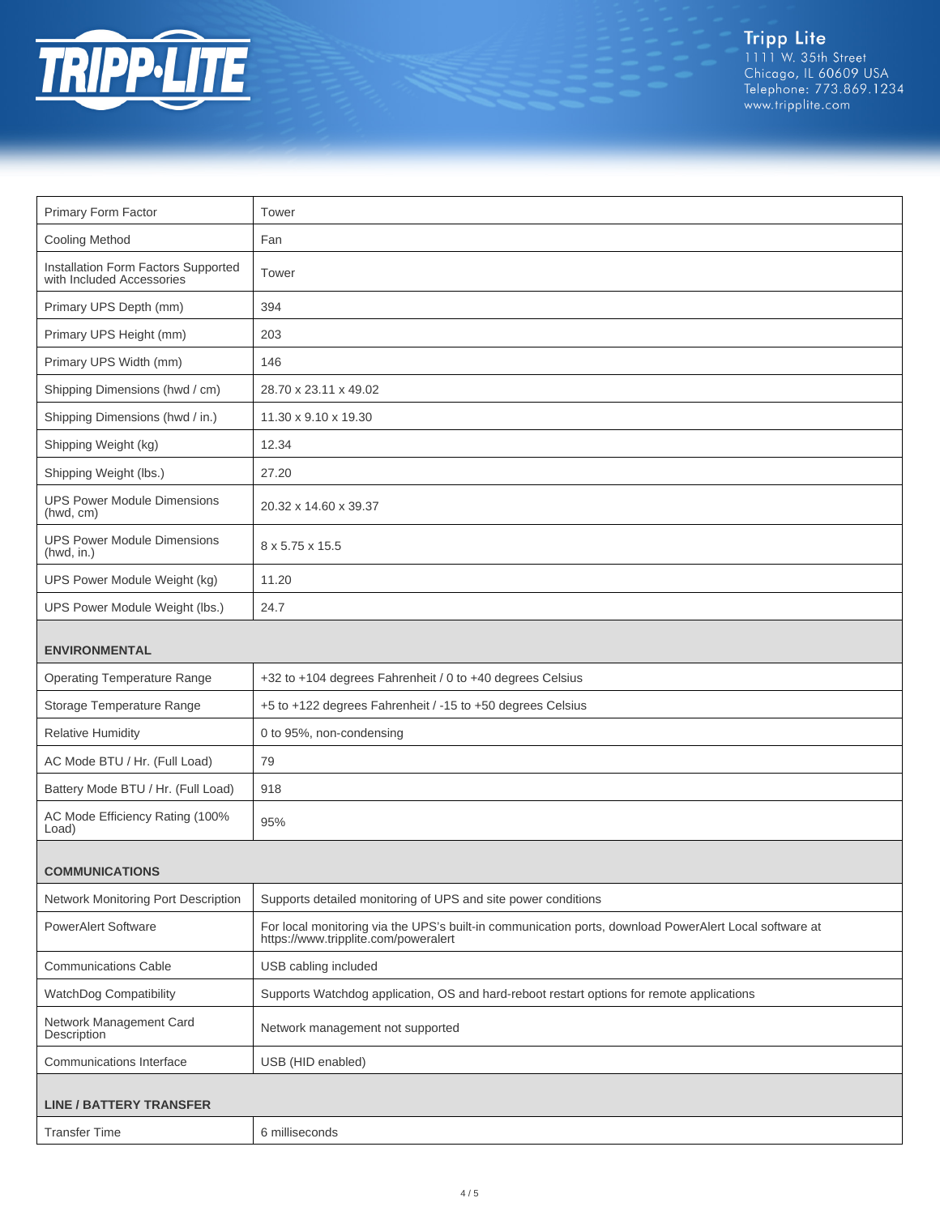| | |
|---|---|
| Primary Form Factor | Tower |
| Cooling Method | Fan |
| Installation Form Factors Supported with Included Accessories | Tower |
| Primary UPS Depth (mm) | 394 |
| Primary UPS Height (mm) | 203 |
| Primary UPS Width (mm) | 146 |
| Shipping Dimensions (hwd / cm) | 28.70 x 23.11 x 49.02 |
| Shipping Dimensions (hwd / in.) | 11.30 x 9.10 x 19.30 |
| Shipping Weight (kg) | 12.34 |
| Shipping Weight (lbs.) | 27.20 |
| UPS Power Module Dimensions (hwd, cm) | 20.32 x 14.60 x 39.37 |
| UPS Power Module Dimensions (hwd, in.) | 8 x 5.75 x 15.5 |
| UPS Power Module Weight (kg) | 11.20 |
| UPS Power Module Weight (lbs.) | 24.7 |
| **ENVIRONMENTAL** | |
| Operating Temperature Range | +32 to +104 degrees Fahrenheit / 0 to +40 degrees Celsius |
| Storage Temperature Range | +5 to +122 degrees Fahrenheit / -15 to +50 degrees Celsius |
| Relative Humidity | 0 to 95%, non-condensing |
| AC Mode BTU / Hr. (Full Load) | 79 |
| Battery Mode BTU / Hr. (Full Load) | 918 |
| AC Mode Efficiency Rating (100% Load) | 95% |
| **COMMUNICATIONS** | |
| Network Monitoring Port Description | Supports detailed monitoring of UPS and site power conditions |
| PowerAlert Software | For local monitoring via the UPS's built-in communication ports, download PowerAlert Local software at https://www.tripplite.com/poweralert |
| Communications Cable | USB cabling included |
| WatchDog Compatibility | Supports Watchdog application, OS and hard-reboot restart options for remote applications |
| Network Management Card Description | Network management not supported |
| Communications Interface | USB (HID enabled) |
| **LINE / BATTERY TRANSFER** | |
| Transfer Time | 6 milliseconds |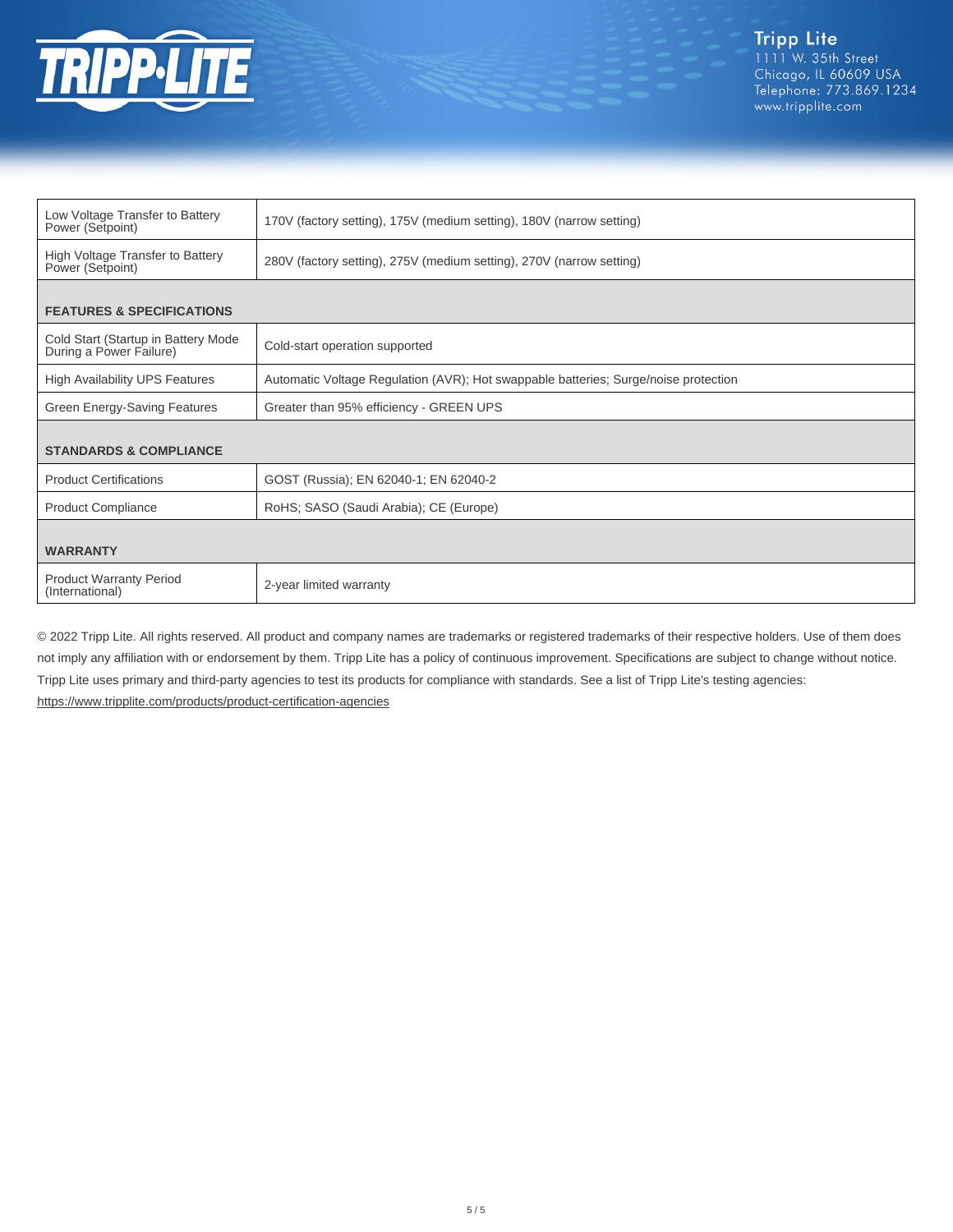| | |
|---|---|
| Low Voltage Transfer to Battery Power (Setpoint) | 170V (factory setting), 175V (medium setting), 180V (narrow setting) |
| High Voltage Transfer to Battery Power (Setpoint) | 280V (factory setting), 275V (medium setting), 270V (narrow setting) |
| **FEATURES & SPECIFICATIONS** | |
| Cold Start (Startup in Battery Mode During a Power Failure) | Cold-start operation supported |
| High Availability UPS Features | Automatic Voltage Regulation (AVR); Hot swappable batteries; Surge/noise protection |
| Green Energy-Saving Features | Greater than 95% efficiency - GREEN UPS |
| **STANDARDS & COMPLIANCE** | |
| Product Certifications | GOST (Russia); EN 62040-1; EN 62040-2 |
| Product Compliance | RoHS; SASO (Saudi Arabia); CE (Europe) |
| **WARRANTY** | |
| Product Warranty Period (International) | 2-year limited warranty |

© 2022 Tripp Lite. All rights reserved. All product and company names are trademarks or registered trademarks of their respective holders. Use of them does not imply any affiliation with or endorsement by them. Tripp Lite has a policy of continuous improvement. Specifications are subject to change without notice. Tripp Lite uses primary and third-party agencies to test its products for compliance with standards. See a list of Tripp Lite's testing agencies: https://www.tripplite.com/products/product-certification-agencies